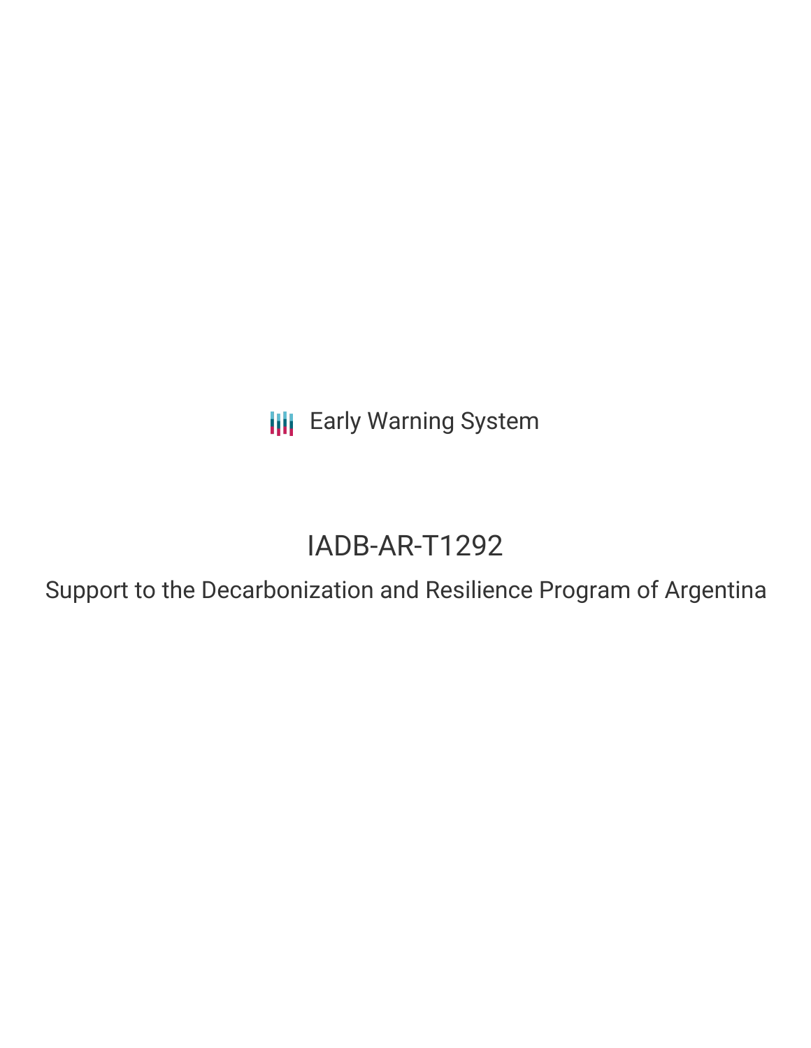Early Warning System

# IADB-AR-T1292

## Support to the Decarbonization and Resilience Program of Argentina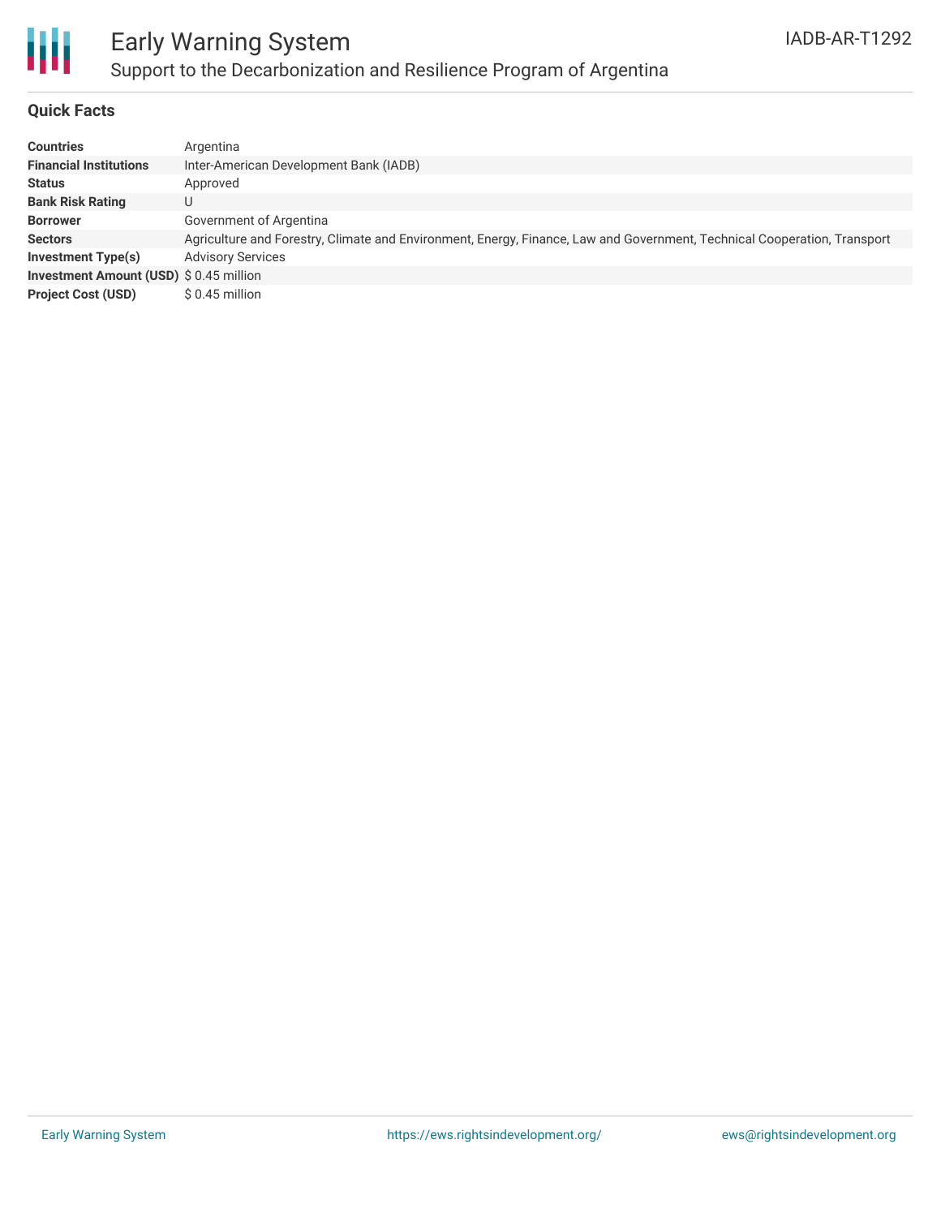# Early Warning System

## Support to the Decarbonization and Resilience Program of Argentina

IADB-AR-T1292

### Quick Facts

| | |
|---|---|
| **Countries** | Argentina |
| **Financial Institutions** | Inter-American Development Bank (IADB) |
| **Status** | Approved |
| **Bank Risk Rating** | U |
| **Borrower** | Government of Argentina |
| **Sectors** | Agriculture and Forestry, Climate and Environment, Energy, Finance, Law and Government, Technical Cooperation, Transport |
| **Investment Type(s)** | Advisory Services |
| **Investment Amount (USD)** | $ 0.45 million |
| **Project Cost (USD)** | $ 0.45 million |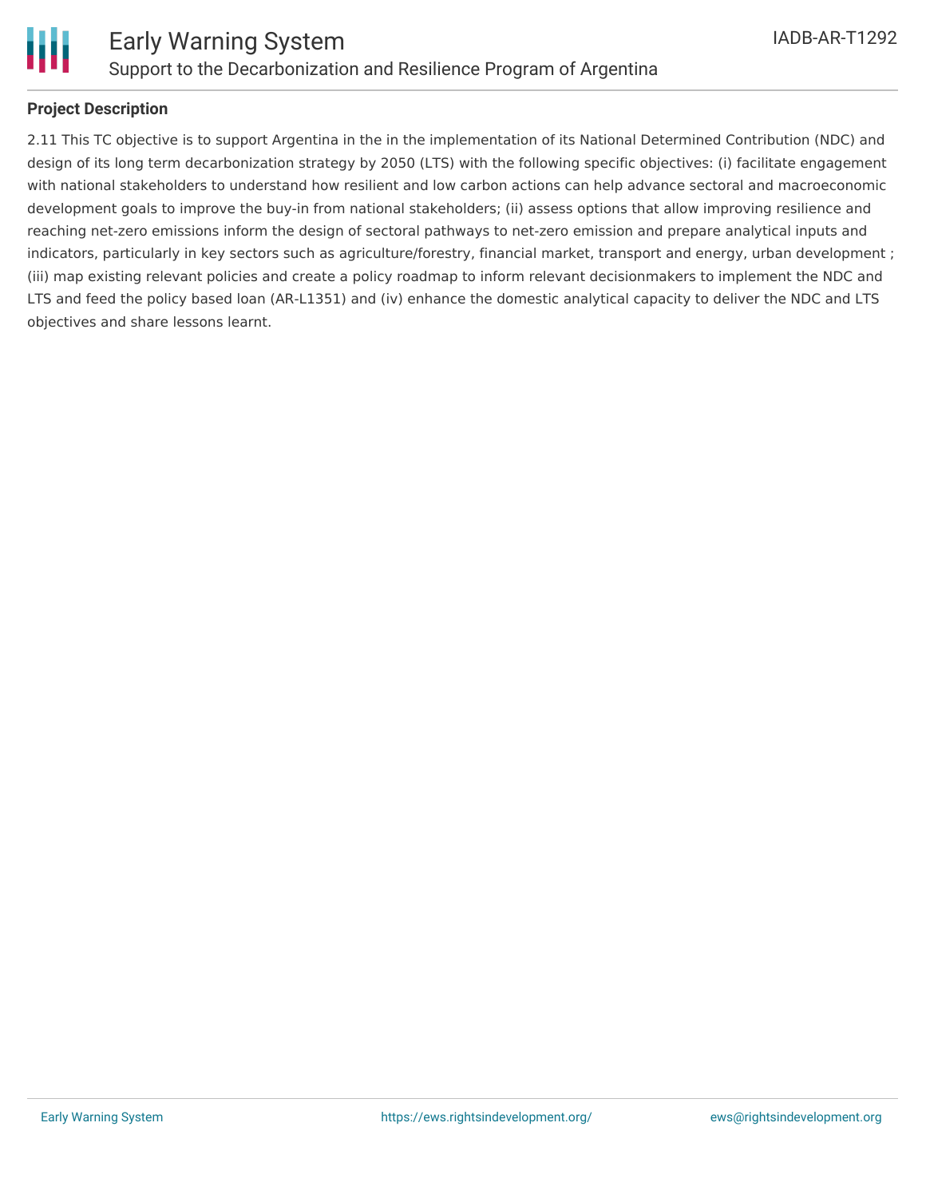**Project Description**

2.11 This TC objective is to support Argentina in the in the implementation of its National Determined Contribution (NDC) and design of its long term decarbonization strategy by 2050 (LTS) with the following specific objectives: (i) facilitate engagement with national stakeholders to understand how resilient and low carbon actions can help advance sectoral and macroeconomic development goals to improve the buy-in from national stakeholders; (ii) assess options that allow improving resilience and reaching net-zero emissions inform the design of sectoral pathways to net-zero emission and prepare analytical inputs and indicators, particularly in key sectors such as agriculture/forestry, financial market, transport and energy, urban development ; (iii) map existing relevant policies and create a policy roadmap to inform relevant decisionmakers to implement the NDC and LTS and feed the policy based loan (AR-L1351) and (iv) enhance the domestic analytical capacity to deliver the NDC and LTS objectives and share lessons learnt.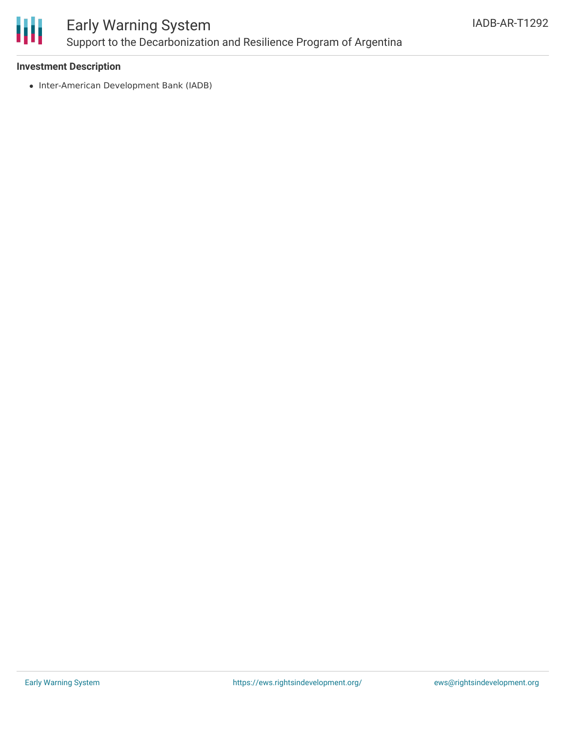**Investment Description**

- Inter-American Development Bank (IADB)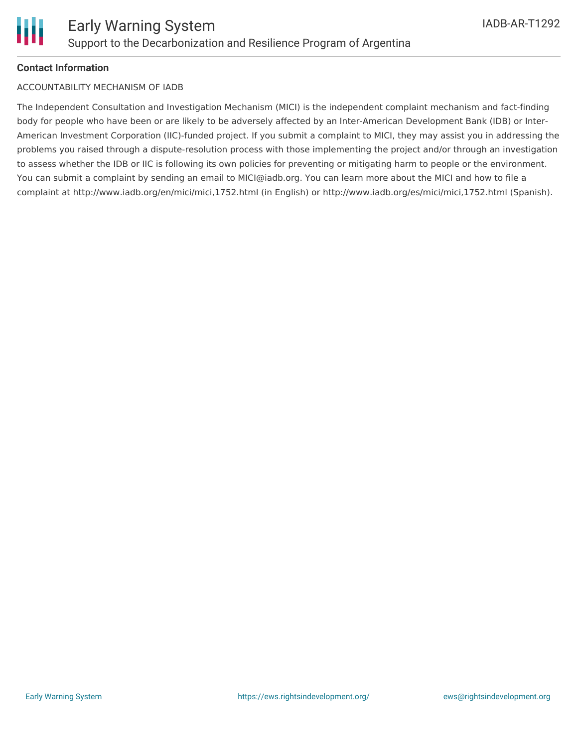**Contact Information**

ACCOUNTABILITY MECHANISM OF IADB

The Independent Consultation and Investigation Mechanism (MICI) is the independent complaint mechanism and fact-finding body for people who have been or are likely to be adversely affected by an Inter-American Development Bank (IDB) or Inter-American Investment Corporation (IIC)-funded project. If you submit a complaint to MICI, they may assist you in addressing the problems you raised through a dispute-resolution process with those implementing the project and/or through an investigation to assess whether the IDB or IIC is following its own policies for preventing or mitigating harm to people or the environment. You can submit a complaint by sending an email to MICI@iadb.org. You can learn more about the MICI and how to file a complaint at http://www.iadb.org/en/mici/mici,1752.html (in English) or http://www.iadb.org/es/mici/mici,1752.html (Spanish).